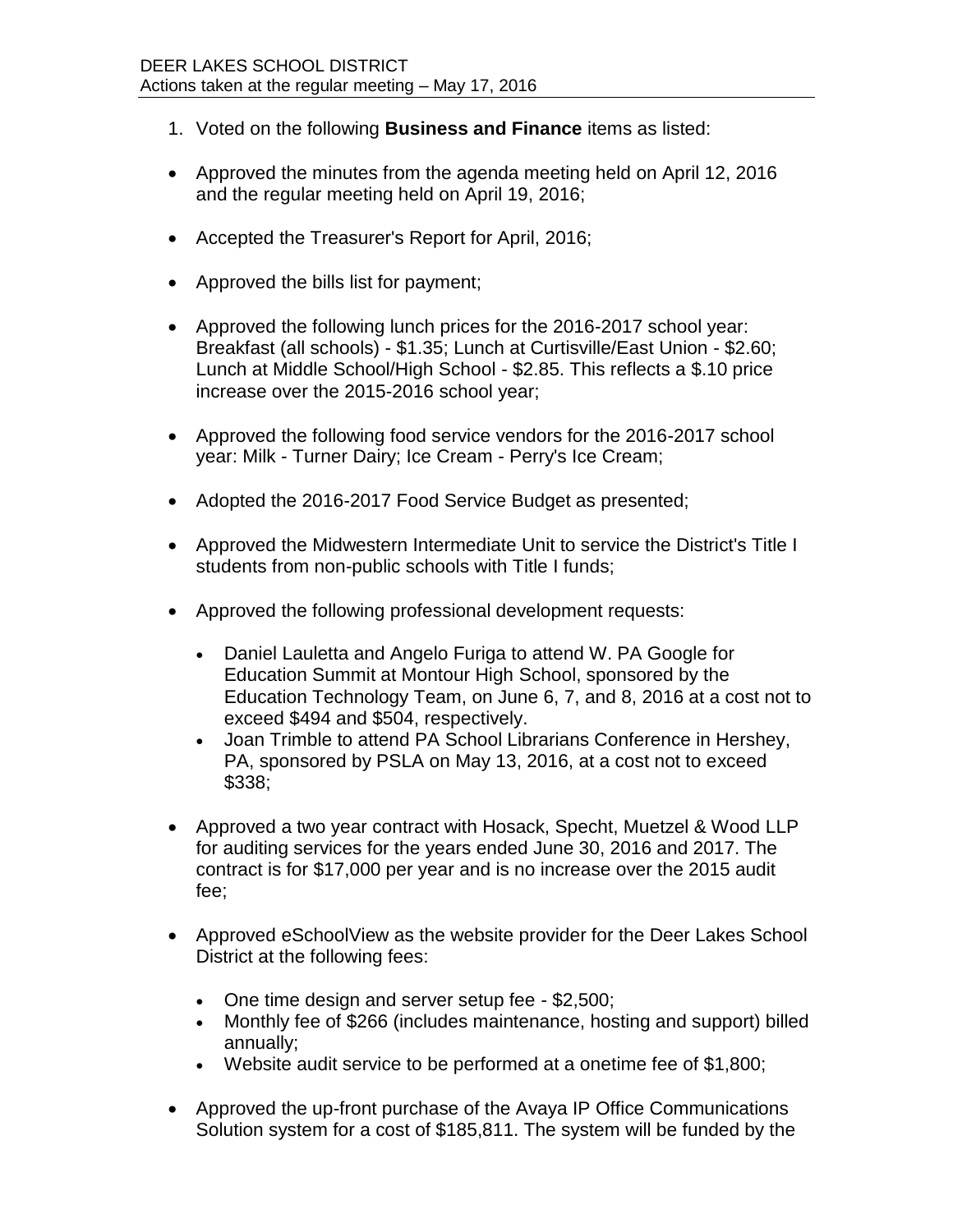DEER LAKES SCHOOL DISTRICT
Actions taken at the regular meeting – May 17, 2016

1. Voted on the following **Business and Finance** items as listed:

- Approved the minutes from the agenda meeting held on April 12, 2016 and the regular meeting held on April 19, 2016;

- Accepted the Treasurer's Report for April, 2016;

- Approved the bills list for payment;

- Approved the following lunch prices for the 2016-2017 school year: Breakfast (all schools) - $1.35; Lunch at Curtisville/East Union - $2.60; Lunch at Middle School/High School - $2.85. This reflects a $.10 price increase over the 2015-2016 school year;

- Approved the following food service vendors for the 2016-2017 school year: Milk - Turner Dairy; Ice Cream - Perry's Ice Cream;

- Adopted the 2016-2017 Food Service Budget as presented;

- Approved the Midwestern Intermediate Unit to service the District's Title I students from non-public schools with Title I funds;

- Approved the following professional development requests:

  - Daniel Lauletta and Angelo Furiga to attend W. PA Google for Education Summit at Montour High School, sponsored by the Education Technology Team, on June 6, 7, and 8, 2016 at a cost not to exceed $494 and $504, respectively.
  - Joan Trimble to attend PA School Librarians Conference in Hershey, PA, sponsored by PSLA on May 13, 2016, at a cost not to exceed $338;

- Approved a two year contract with Hosack, Specht, Muetzel & Wood LLP for auditing services for the years ended June 30, 2016 and 2017. The contract is for $17,000 per year and is no increase over the 2015 audit fee;

- Approved eSchoolView as the website provider for the Deer Lakes School District at the following fees:

  - One time design and server setup fee - $2,500;
  - Monthly fee of $266 (includes maintenance, hosting and support) billed annually;
  - Website audit service to be performed at a onetime fee of $1,800;

- Approved the up-front purchase of the Avaya IP Office Communications Solution system for a cost of $185,811. The system will be funded by the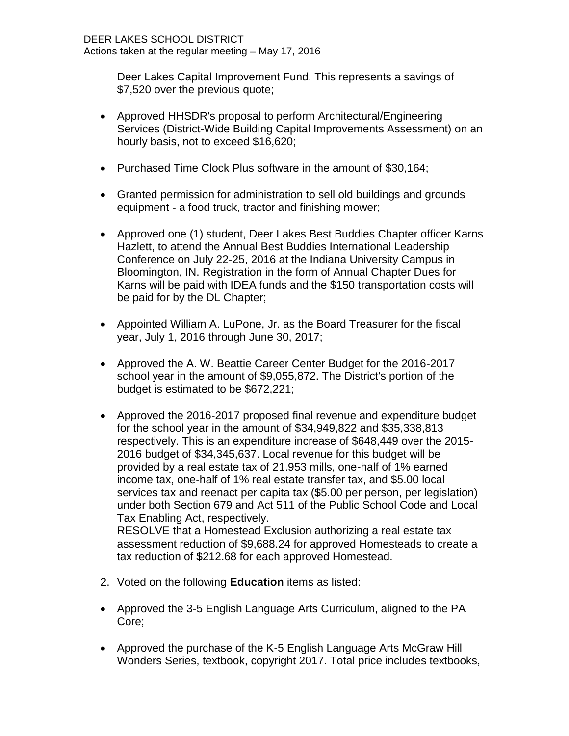Deer Lakes Capital Improvement Fund. This represents a savings of $7,520 over the previous quote;

- Approved HHSDR's proposal to perform Architectural/Engineering Services (District-Wide Building Capital Improvements Assessment) on an hourly basis, not to exceed $16,620;
- Purchased Time Clock Plus software in the amount of $30,164;
- Granted permission for administration to sell old buildings and grounds equipment - a food truck, tractor and finishing mower;
- Approved one (1) student, Deer Lakes Best Buddies Chapter officer Karns Hazlett, to attend the Annual Best Buddies International Leadership Conference on July 22-25, 2016 at the Indiana University Campus in Bloomington, IN. Registration in the form of Annual Chapter Dues for Karns will be paid with IDEA funds and the $150 transportation costs will be paid for by the DL Chapter;
- Appointed William A. LuPone, Jr. as the Board Treasurer for the fiscal year, July 1, 2016 through June 30, 2017;
- Approved the A. W. Beattie Career Center Budget for the 2016-2017 school year in the amount of $9,055,872. The District's portion of the budget is estimated to be $672,221;
- Approved the 2016-2017 proposed final revenue and expenditure budget for the school year in the amount of $34,949,822 and $35,338,813 respectively. This is an expenditure increase of $648,449 over the 2015-2016 budget of $34,345,637. Local revenue for this budget will be provided by a real estate tax of 21.953 mills, one-half of 1% earned income tax, one-half of 1% real estate transfer tax, and $5.00 local services tax and reenact per capita tax ($5.00 per person, per legislation) under both Section 679 and Act 511 of the Public School Code and Local Tax Enabling Act, respectively.
  RESOLVE that a Homestead Exclusion authorizing a real estate tax assessment reduction of $9,688.24 for approved Homesteads to create a tax reduction of $212.68 for each approved Homestead.

2. Voted on the following **Education** items as listed:

- Approved the 3-5 English Language Arts Curriculum, aligned to the PA Core;
- Approved the purchase of the K-5 English Language Arts McGraw Hill Wonders Series, textbook, copyright 2017. Total price includes textbooks,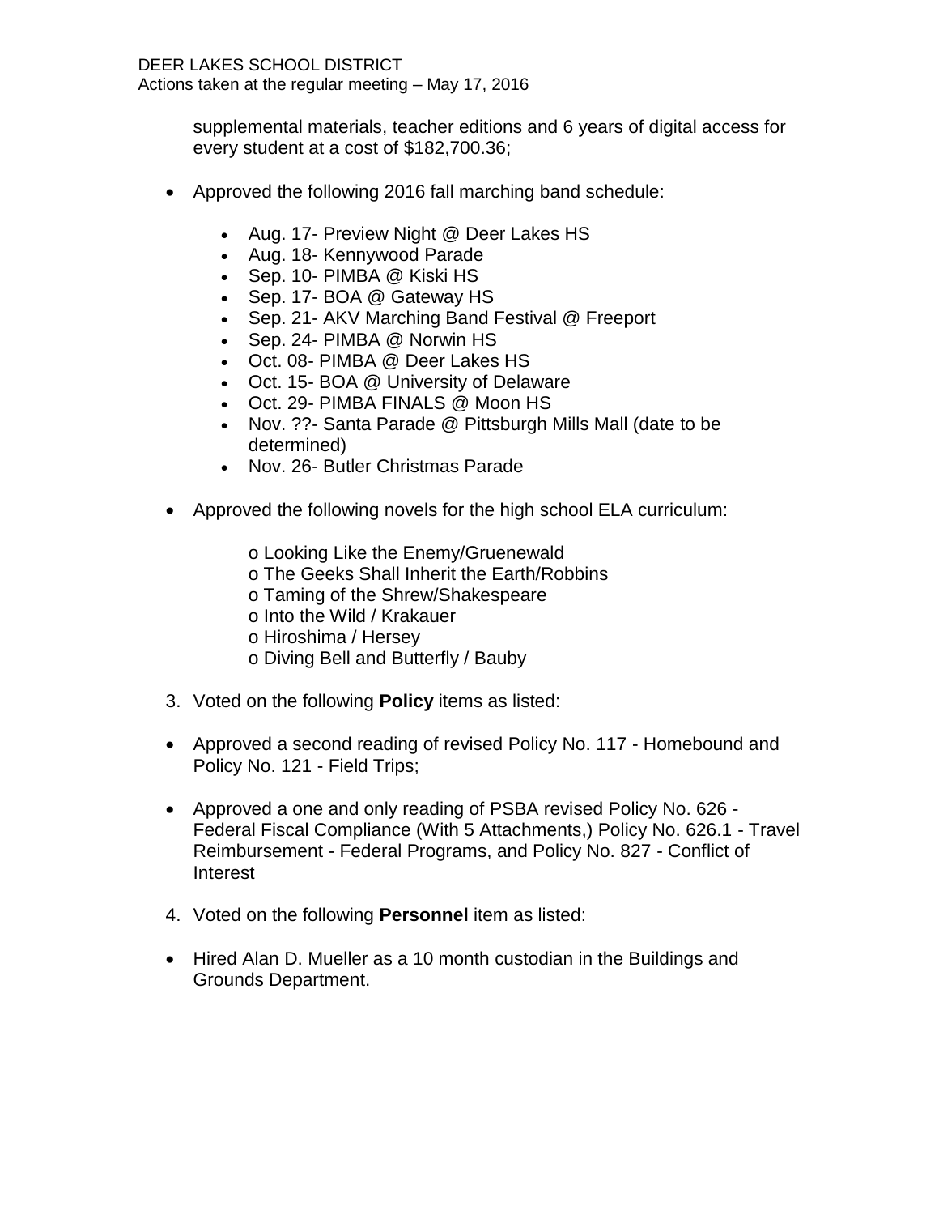supplemental materials, teacher editions and 6 years of digital access for every student at a cost of $182,700.36;

- Approved the following 2016 fall marching band schedule:
  - Aug. 17- Preview Night @ Deer Lakes HS
  - Aug. 18- Kennywood Parade
  - Sep. 10- PIMBA @ Kiski HS
  - Sep. 17- BOA @ Gateway HS
  - Sep. 21- AKV Marching Band Festival @ Freeport
  - Sep. 24- PIMBA @ Norwin HS
  - Oct. 08- PIMBA @ Deer Lakes HS
  - Oct. 15- BOA @ University of Delaware
  - Oct. 29- PIMBA FINALS @ Moon HS
  - Nov. ??- Santa Parade @ Pittsburgh Mills Mall (date to be determined)
  - Nov. 26- Butler Christmas Parade

- Approved the following novels for the high school ELA curriculum:

  o Looking Like the Enemy/Gruenewald
  o The Geeks Shall Inherit the Earth/Robbins
  o Taming of the Shrew/Shakespeare
  o Into the Wild / Krakauer
  o Hiroshima / Hersey
  o Diving Bell and Butterfly / Bauby

3. Voted on the following **Policy** items as listed:

- Approved a second reading of revised Policy No. 117 - Homebound and Policy No. 121 - Field Trips;

- Approved a one and only reading of PSBA revised Policy No. 626 - Federal Fiscal Compliance (With 5 Attachments,) Policy No. 626.1 - Travel Reimbursement - Federal Programs, and Policy No. 827 - Conflict of Interest

4. Voted on the following **Personnel** item as listed:

- Hired Alan D. Mueller as a 10 month custodian in the Buildings and Grounds Department.